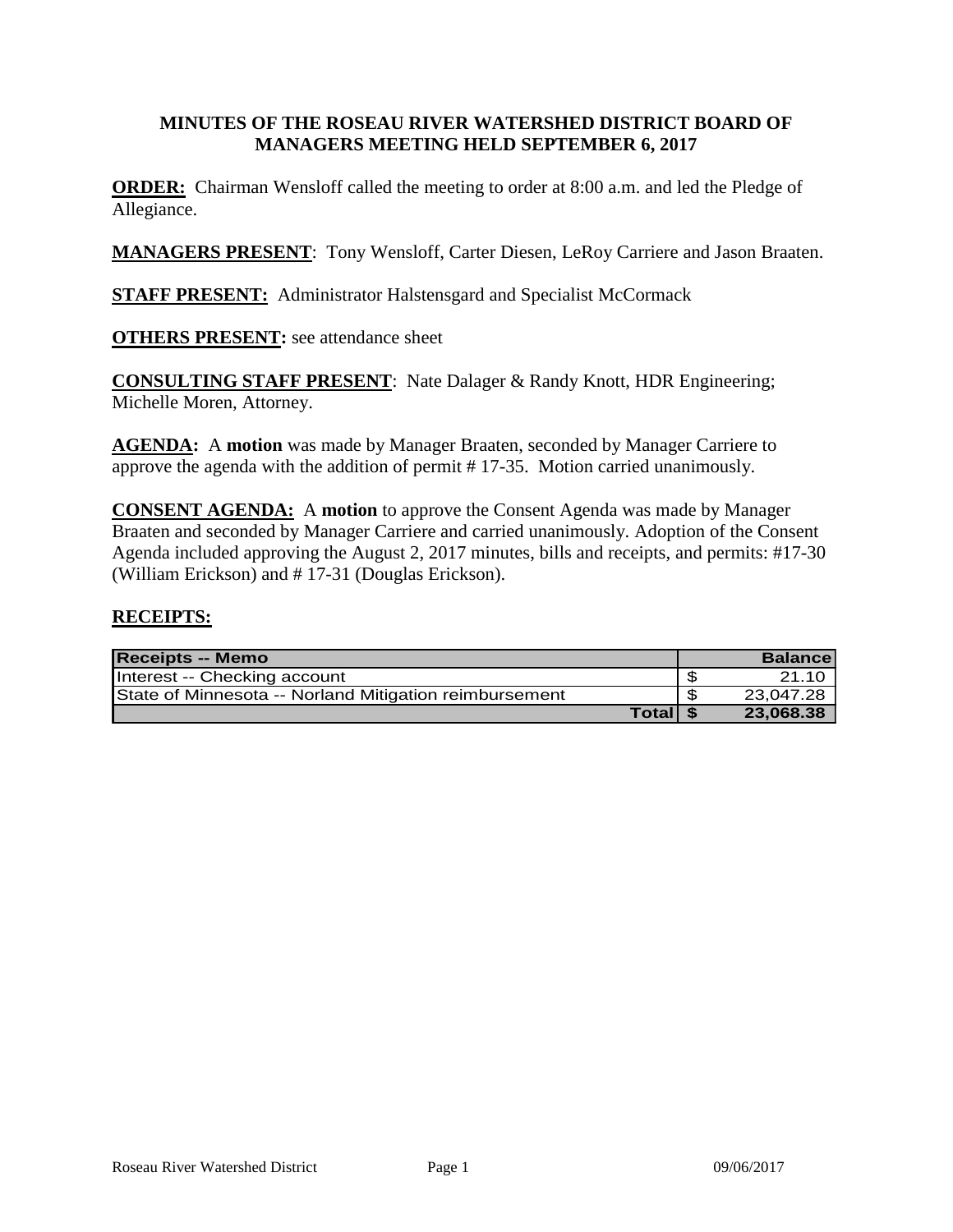**MINUTES OF THE ROSEAU RIVER WATERSHED DISTRICT BOARD OF MANAGERS MEETING HELD SEPTEMBER 6, 2017**

**ORDER:** Chairman Wensloff called the meeting to order at 8:00 a.m. and led the Pledge of Allegiance.

**MANAGERS PRESENT**: Tony Wensloff, Carter Diesen, LeRoy Carriere and Jason Braaten.

**STAFF PRESENT:** Administrator Halstensgard and Specialist McCormack

**OTHERS PRESENT:** see attendance sheet

**CONSULTING STAFF PRESENT**: Nate Dalager & Randy Knott, HDR Engineering; Michelle Moren, Attorney.

**AGENDA:** A **motion** was made by Manager Braaten, seconded by Manager Carriere to approve the agenda with the addition of permit # 17-35. Motion carried unanimously.

**CONSENT AGENDA:** A **motion** to approve the Consent Agenda was made by Manager Braaten and seconded by Manager Carriere and carried unanimously. Adoption of the Consent Agenda included approving the August 2, 2017 minutes, bills and receipts, and permits: #17-30 (William Erickson) and # 17-31 (Douglas Erickson).

**RECEIPTS:**

| Receipts -- Memo | | Balance |
|---|---|---|
| Interest -- Checking account | $ | 21.10 |
| State of Minnesota -- Norland Mitigation reimbursement | $ | 23,047.28 |
| **Total** | **$** | **23,068.38** |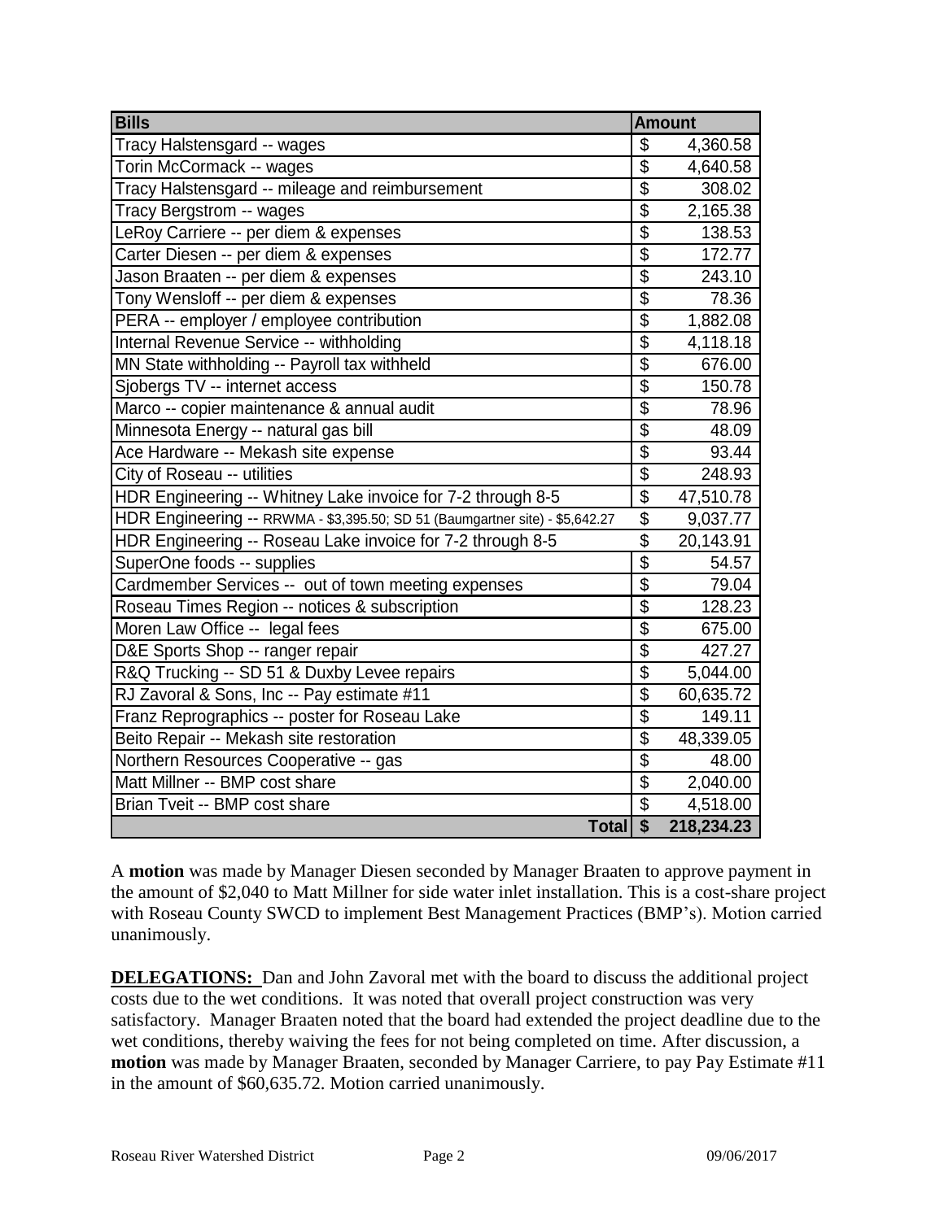| Bills | Amount | |
|---|---|---|
| Tracy Halstensgard -- wages | $ | 4,360.58 |
| Torin McCormack -- wages | $ | 4,640.58 |
| Tracy Halstensgard -- mileage and reimbursement | $ | 308.02 |
| Tracy Bergstrom -- wages | $ | 2,165.38 |
| LeRoy Carriere -- per diem & expenses | $ | 138.53 |
| Carter Diesen -- per diem & expenses | $ | 172.77 |
| Jason Braaten -- per diem & expenses | $ | 243.10 |
| Tony Wensloff -- per diem & expenses | $ | 78.36 |
| PERA -- employer / employee contribution | $ | 1,882.08 |
| Internal Revenue Service -- withholding | $ | 4,118.18 |
| MN State withholding -- Payroll tax withheld | $ | 676.00 |
| Sjobergs TV -- internet access | $ | 150.78 |
| Marco -- copier maintenance & annual audit | $ | 78.96 |
| Minnesota Energy -- natural gas bill | $ | 48.09 |
| Ace Hardware -- Mekash site expense | $ | 93.44 |
| City of Roseau -- utilities | $ | 248.93 |
| HDR Engineering -- Whitney Lake invoice for 7-2 through 8-5 | $ | 47,510.78 |
| HDR Engineering -- RRWMA - $3,395.50; SD 51 (Baumgartner site) - $5,642.27 | $ | 9,037.77 |
| HDR Engineering -- Roseau Lake invoice for 7-2 through 8-5 | $ | 20,143.91 |
| SuperOne foods -- supplies | $ | 54.57 |
| Cardmember Services -- out of town meeting expenses | $ | 79.04 |
| Roseau Times Region -- notices & subscription | $ | 128.23 |
| Moren Law Office -- legal fees | $ | 675.00 |
| D&E Sports Shop -- ranger repair | $ | 427.27 |
| R&Q Trucking -- SD 51 & Duxby Levee repairs | $ | 5,044.00 |
| RJ Zavoral & Sons, Inc -- Pay estimate #11 | $ | 60,635.72 |
| Franz Reprographics -- poster for Roseau Lake | $ | 149.11 |
| Beito Repair -- Mekash site restoration | $ | 48,339.05 |
| Northern Resources Cooperative -- gas | $ | 48.00 |
| Matt Millner -- BMP cost share | $ | 2,040.00 |
| Brian Tveit -- BMP cost share | $ | 4,518.00 |
| **Total** | **$** | **218,234.23** |

A **motion** was made by Manager Diesen seconded by Manager Braaten to approve payment in the amount of $2,040 to Matt Millner for side water inlet installation. This is a cost-share project with Roseau County SWCD to implement Best Management Practices (BMP's). Motion carried unanimously.

**DELEGATIONS:** Dan and John Zavoral met with the board to discuss the additional project costs due to the wet conditions. It was noted that overall project construction was very satisfactory. Manager Braaten noted that the board had extended the project deadline due to the wet conditions, thereby waiving the fees for not being completed on time. After discussion, a **motion** was made by Manager Braaten, seconded by Manager Carriere, to pay Pay Estimate #11 in the amount of $60,635.72. Motion carried unanimously.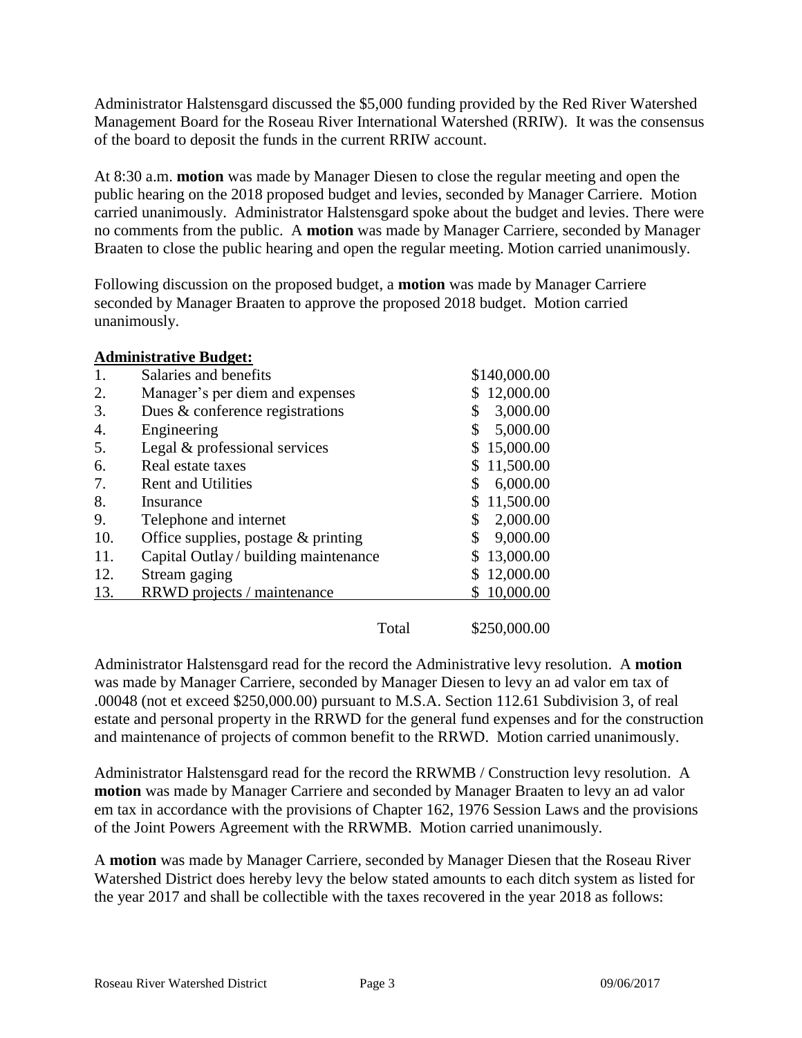Administrator Halstensgard discussed the $5,000 funding provided by the Red River Watershed Management Board for the Roseau River International Watershed (RRIW). It was the consensus of the board to deposit the funds in the current RRIW account.

At 8:30 a.m. **motion** was made by Manager Diesen to close the regular meeting and open the public hearing on the 2018 proposed budget and levies, seconded by Manager Carriere. Motion carried unanimously. Administrator Halstensgard spoke about the budget and levies. There were no comments from the public. A **motion** was made by Manager Carriere, seconded by Manager Braaten to close the public hearing and open the regular meeting. Motion carried unanimously.

Following discussion on the proposed budget, a **motion** was made by Manager Carriere seconded by Manager Braaten to approve the proposed 2018 budget. Motion carried unanimously.

**Administrative Budget:**

| | | | |
|---|---|---|---|
| 1. | Salaries and benefits | | $140,000.00 |
| 2. | Manager's per diem and expenses | | $ 12,000.00 |
| 3. | Dues & conference registrations | | $ 3,000.00 |
| 4. | Engineering | | $ 5,000.00 |
| 5. | Legal & professional services | | $ 15,000.00 |
| 6. | Real estate taxes | | $ 11,500.00 |
| 7. | Rent and Utilities | | $ 6,000.00 |
| 8. | Insurance | | $ 11,500.00 |
| 9. | Telephone and internet | | $ 2,000.00 |
| 10. | Office supplies, postage & printing | | $ 9,000.00 |
| 11. | Capital Outlay / building maintenance | | $ 13,000.00 |
| 12. | Stream gaging | | $ 12,000.00 |
| 13. | RRWD projects / maintenance | | $ 10,000.00 |
| | | Total | $250,000.00 |

Administrator Halstensgard read for the record the Administrative levy resolution. A **motion** was made by Manager Carriere, seconded by Manager Diesen to levy an ad valor em tax of .00048 (not et exceed $250,000.00) pursuant to M.S.A. Section 112.61 Subdivision 3, of real estate and personal property in the RRWD for the general fund expenses and for the construction and maintenance of projects of common benefit to the RRWD. Motion carried unanimously.

Administrator Halstensgard read for the record the RRWMB / Construction levy resolution. A **motion** was made by Manager Carriere and seconded by Manager Braaten to levy an ad valor em tax in accordance with the provisions of Chapter 162, 1976 Session Laws and the provisions of the Joint Powers Agreement with the RRWMB. Motion carried unanimously.

A **motion** was made by Manager Carriere, seconded by Manager Diesen that the Roseau River Watershed District does hereby levy the below stated amounts to each ditch system as listed for the year 2017 and shall be collectible with the taxes recovered in the year 2018 as follows: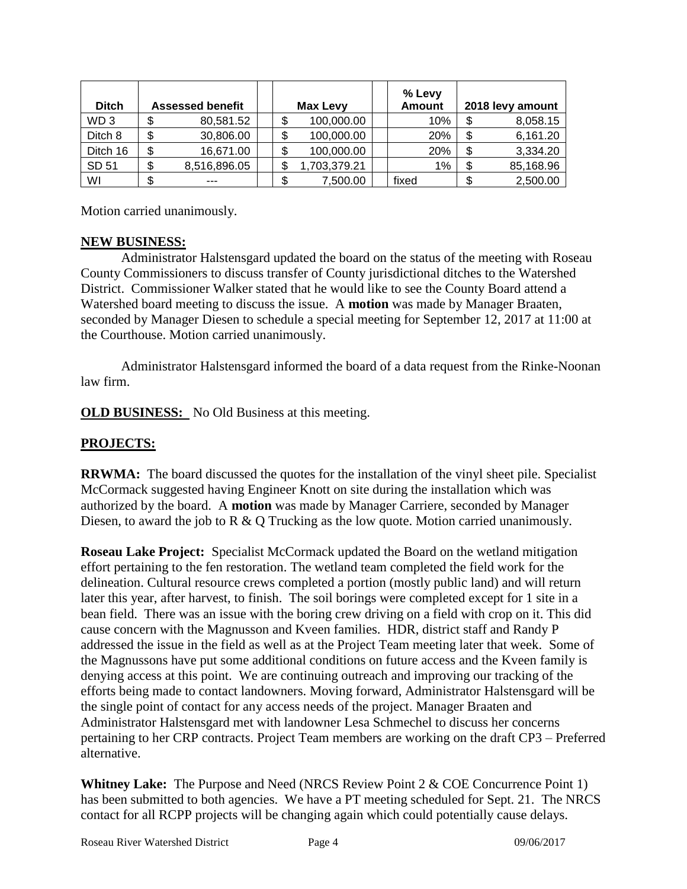| Ditch | Assessed benefit | Max Levy | % Levy Amount | 2018 levy amount |
| --- | --- | --- | --- | --- |
| WD 3 | $ 80,581.52 | $ 100,000.00 | 10% | $ 8,058.15 |
| Ditch 8 | $ 30,806.00 | $ 100,000.00 | 20% | $ 6,161.20 |
| Ditch 16 | $ 16,671.00 | $ 100,000.00 | 20% | $ 3,334.20 |
| SD 51 | $ 8,516,896.05 | $ 1,703,379.21 | 1% | $ 85,168.96 |
| WI | $ --- | $ 7,500.00 | fixed | $ 2,500.00 |

Motion carried unanimously.

**NEW BUSINESS:**

Administrator Halstensgard updated the board on the status of the meeting with Roseau County Commissioners to discuss transfer of County jurisdictional ditches to the Watershed District. Commissioner Walker stated that he would like to see the County Board attend a Watershed board meeting to discuss the issue. A **motion** was made by Manager Braaten, seconded by Manager Diesen to schedule a special meeting for September 12, 2017 at 11:00 at the Courthouse. Motion carried unanimously.

Administrator Halstensgard informed the board of a data request from the Rinke-Noonan law firm.

**OLD BUSINESS:** No Old Business at this meeting.

**PROJECTS:**

**RRWMA:** The board discussed the quotes for the installation of the vinyl sheet pile. Specialist McCormack suggested having Engineer Knott on site during the installation which was authorized by the board. A **motion** was made by Manager Carriere, seconded by Manager Diesen, to award the job to R & Q Trucking as the low quote. Motion carried unanimously.

**Roseau Lake Project:** Specialist McCormack updated the Board on the wetland mitigation effort pertaining to the fen restoration. The wetland team completed the field work for the delineation. Cultural resource crews completed a portion (mostly public land) and will return later this year, after harvest, to finish. The soil borings were completed except for 1 site in a bean field. There was an issue with the boring crew driving on a field with crop on it. This did cause concern with the Magnusson and Kveen families. HDR, district staff and Randy P addressed the issue in the field as well as at the Project Team meeting later that week. Some of the Magnussons have put some additional conditions on future access and the Kveen family is denying access at this point. We are continuing outreach and improving our tracking of the efforts being made to contact landowners. Moving forward, Administrator Halstensgard will be the single point of contact for any access needs of the project. Manager Braaten and Administrator Halstensgard met with landowner Lesa Schmechel to discuss her concerns pertaining to her CRP contracts. Project Team members are working on the draft CP3 – Preferred alternative.

**Whitney Lake:** The Purpose and Need (NRCS Review Point 2 & COE Concurrence Point 1) has been submitted to both agencies. We have a PT meeting scheduled for Sept. 21. The NRCS contact for all RCPP projects will be changing again which could potentially cause delays.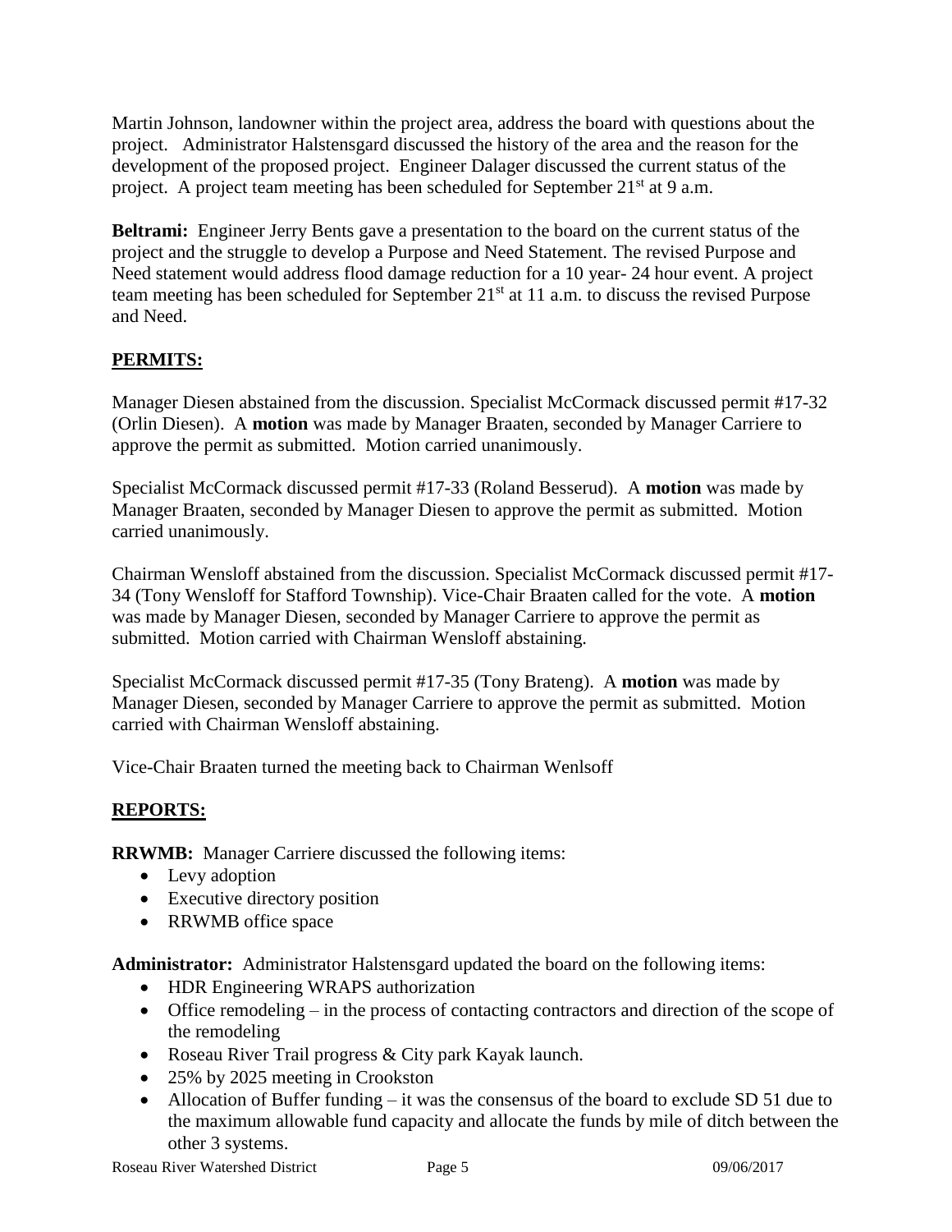Martin Johnson, landowner within the project area, address the board with questions about the project. Administrator Halstensgard discussed the history of the area and the reason for the development of the proposed project. Engineer Dalager discussed the current status of the project. A project team meeting has been scheduled for September 21st at 9 a.m.

**Beltrami:** Engineer Jerry Bents gave a presentation to the board on the current status of the project and the struggle to develop a Purpose and Need Statement. The revised Purpose and Need statement would address flood damage reduction for a 10 year- 24 hour event. A project team meeting has been scheduled for September 21st at 11 a.m. to discuss the revised Purpose and Need.

## PERMITS:

Manager Diesen abstained from the discussion. Specialist McCormack discussed permit #17-32 (Orlin Diesen). A **motion** was made by Manager Braaten, seconded by Manager Carriere to approve the permit as submitted. Motion carried unanimously.

Specialist McCormack discussed permit #17-33 (Roland Besserud). A **motion** was made by Manager Braaten, seconded by Manager Diesen to approve the permit as submitted. Motion carried unanimously.

Chairman Wensloff abstained from the discussion. Specialist McCormack discussed permit #17-34 (Tony Wensloff for Stafford Township). Vice-Chair Braaten called for the vote. A **motion** was made by Manager Diesen, seconded by Manager Carriere to approve the permit as submitted. Motion carried with Chairman Wensloff abstaining.

Specialist McCormack discussed permit #17-35 (Tony Brateng). A **motion** was made by Manager Diesen, seconded by Manager Carriere to approve the permit as submitted. Motion carried with Chairman Wensloff abstaining.

Vice-Chair Braaten turned the meeting back to Chairman Wenlsoff

## REPORTS:

**RRWMB:** Manager Carriere discussed the following items:

- Levy adoption
- Executive directory position
- RRWMB office space

**Administrator:** Administrator Halstensgard updated the board on the following items:

- HDR Engineering WRAPS authorization
- Office remodeling – in the process of contacting contractors and direction of the scope of the remodeling
- Roseau River Trail progress & City park Kayak launch.
- 25% by 2025 meeting in Crookston
- Allocation of Buffer funding – it was the consensus of the board to exclude SD 51 due to the maximum allowable fund capacity and allocate the funds by mile of ditch between the other 3 systems.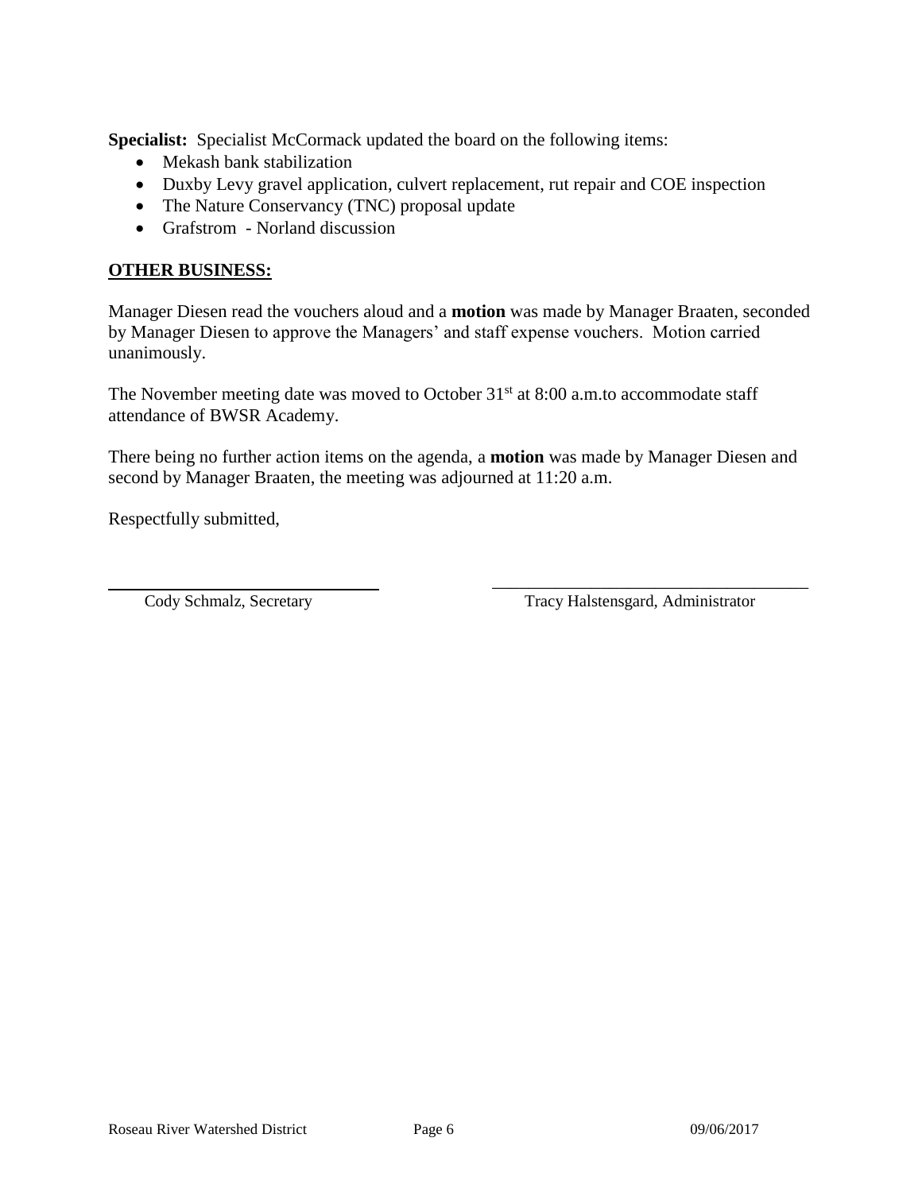**Specialist:** Specialist McCormack updated the board on the following items:

- Mekash bank stabilization
- Duxby Levy gravel application, culvert replacement, rut repair and COE inspection
- The Nature Conservancy (TNC) proposal update
- Grafstrom - Norland discussion

**OTHER BUSINESS:**

Manager Diesen read the vouchers aloud and a **motion** was made by Manager Braaten, seconded by Manager Diesen to approve the Managers' and staff expense vouchers. Motion carried unanimously.

The November meeting date was moved to October 31st at 8:00 a.m.to accommodate staff attendance of BWSR Academy.

There being no further action items on the agenda, a **motion** was made by Manager Diesen and second by Manager Braaten, the meeting was adjourned at 11:20 a.m.

Respectfully submitted,

\_\_\_\_\_\_\_\_\_\_\_\_\_\_\_\_\_\_\_\_\_\_\_\_\_\_\_\_\_\_ \_\_\_\_\_\_\_\_\_\_\_\_\_\_\_\_\_\_\_\_\_\_\_\_\_\_\_\_\_\_\_\_\_\_\_\_

Cody Schmalz, Secretary Tracy Halstensgard, Administrator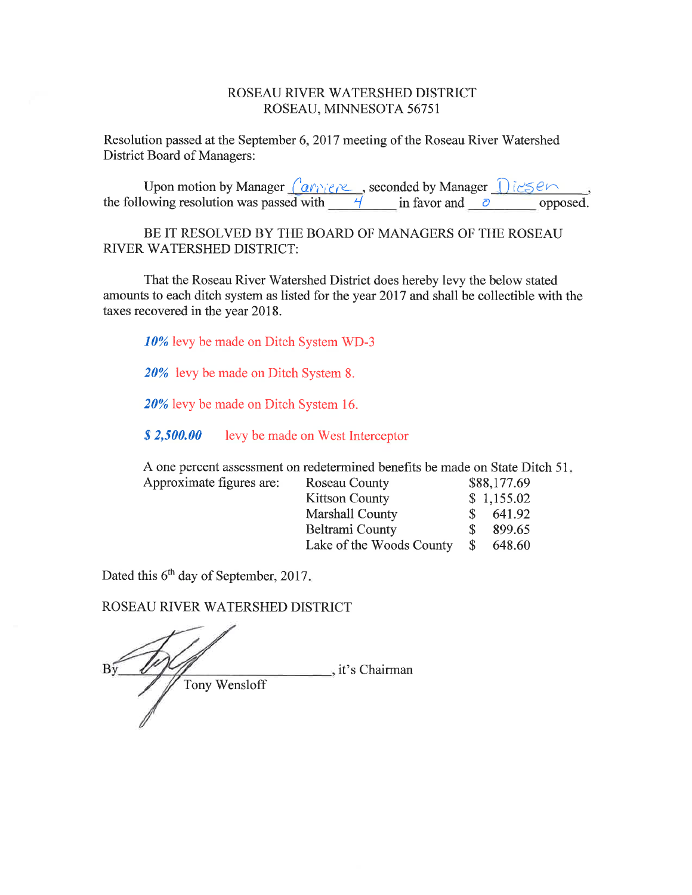ROSEAU RIVER WATERSHED DISTRICT
ROSEAU, MINNESOTA 56751

Resolution passed at the September 6, 2017 meeting of the Roseau River Watershed District Board of Managers:

Upon motion by Manager Carriere, seconded by Manager Diesen, the following resolution was passed with 4 in favor and 0 opposed.

BE IT RESOLVED BY THE BOARD OF MANAGERS OF THE ROSEAU RIVER WATERSHED DISTRICT:

That the Roseau River Watershed District does hereby levy the below stated amounts to each ditch system as listed for the year 2017 and shall be collectible with the taxes recovered in the year 2018.

***10%*** levy be made on Ditch System WD-3

***20%*** levy be made on Ditch System 8.

***20%*** levy be made on Ditch System 16.

***$ 2,500.00*** levy be made on West Interceptor

A one percent assessment on redetermined benefits be made on State Ditch 51.

| | | |
|---|---|---|
| Approximate figures are: | Roseau County | $88,177.69 |
| | Kittson County | $ 1,155.02 |
| | Marshall County | $ 641.92 |
| | Beltrami County | $ 899.65 |
| | Lake of the Woods County | $ 648.60 |

Dated this 6th day of September, 2017.

ROSEAU RIVER WATERSHED DISTRICT

By________________________, it's Chairman
Tony Wensloff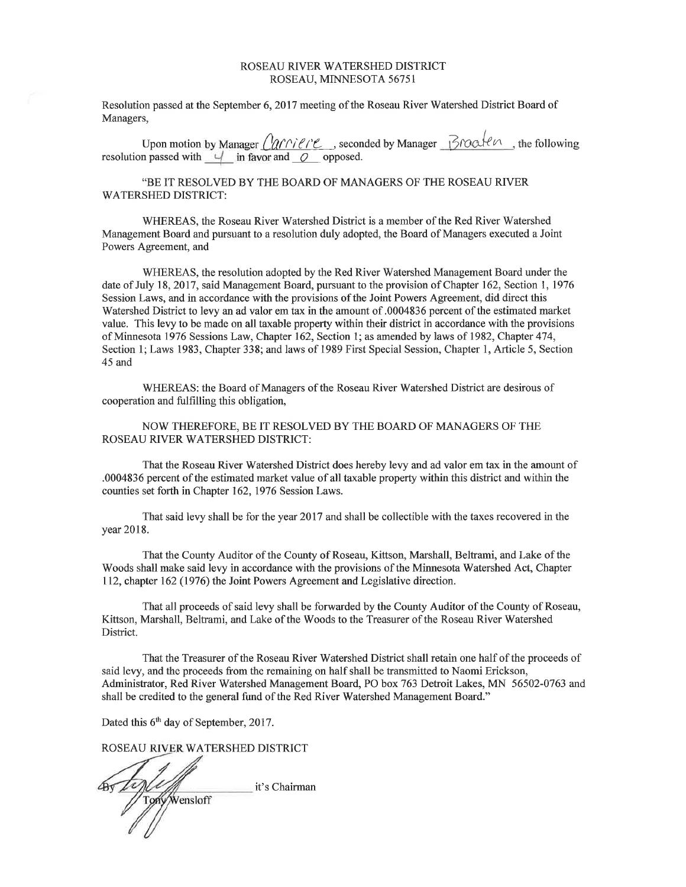ROSEAU RIVER WATERSHED DISTRICT
ROSEAU, MINNESOTA 56751

Resolution passed at the September 6, 2017 meeting of the Roseau River Watershed District Board of Managers,

Upon motion by Manager Carriere, seconded by Manager Braaten, the following resolution passed with 4 in favor and 0 opposed.

"BE IT RESOLVED BY THE BOARD OF MANAGERS OF THE ROSEAU RIVER WATERSHED DISTRICT:

WHEREAS, the Roseau River Watershed District is a member of the Red River Watershed Management Board and pursuant to a resolution duly adopted, the Board of Managers executed a Joint Powers Agreement, and

WHEREAS, the resolution adopted by the Red River Watershed Management Board under the date of July 18, 2017, said Management Board, pursuant to the provision of Chapter 162, Section 1, 1976 Session Laws, and in accordance with the provisions of the Joint Powers Agreement, did direct this Watershed District to levy an ad valor em tax in the amount of .0004836 percent of the estimated market value. This levy to be made on all taxable property within their district in accordance with the provisions of Minnesota 1976 Sessions Law, Chapter 162, Section 1; as amended by laws of 1982, Chapter 474, Section 1; Laws 1983, Chapter 338; and laws of 1989 First Special Session, Chapter 1, Article 5, Section 45 and

WHEREAS: the Board of Managers of the Roseau River Watershed District are desirous of cooperation and fulfilling this obligation,

NOW THEREFORE, BE IT RESOLVED BY THE BOARD OF MANAGERS OF THE ROSEAU RIVER WATERSHED DISTRICT:

That the Roseau River Watershed District does hereby levy and ad valor em tax in the amount of .0004836 percent of the estimated market value of all taxable property within this district and within the counties set forth in Chapter 162, 1976 Session Laws.

That said levy shall be for the year 2017 and shall be collectible with the taxes recovered in the year 2018.

That the County Auditor of the County of Roseau, Kittson, Marshall, Beltrami, and Lake of the Woods shall make said levy in accordance with the provisions of the Minnesota Watershed Act, Chapter 112, chapter 162 (1976) the Joint Powers Agreement and Legislative direction.

That all proceeds of said levy shall be forwarded by the County Auditor of the County of Roseau, Kittson, Marshall, Beltrami, and Lake of the Woods to the Treasurer of the Roseau River Watershed District.

That the Treasurer of the Roseau River Watershed District shall retain one half of the proceeds of said levy, and the proceeds from the remaining on half shall be transmitted to Naomi Erickson, Administrator, Red River Watershed Management Board, PO box 763 Detroit Lakes, MN 56502-0763 and shall be credited to the general fund of the Red River Watershed Management Board."

Dated this 6th day of September, 2017.

ROSEAU RIVER WATERSHED DISTRICT

By _______________ it's Chairman
Tony Wensloff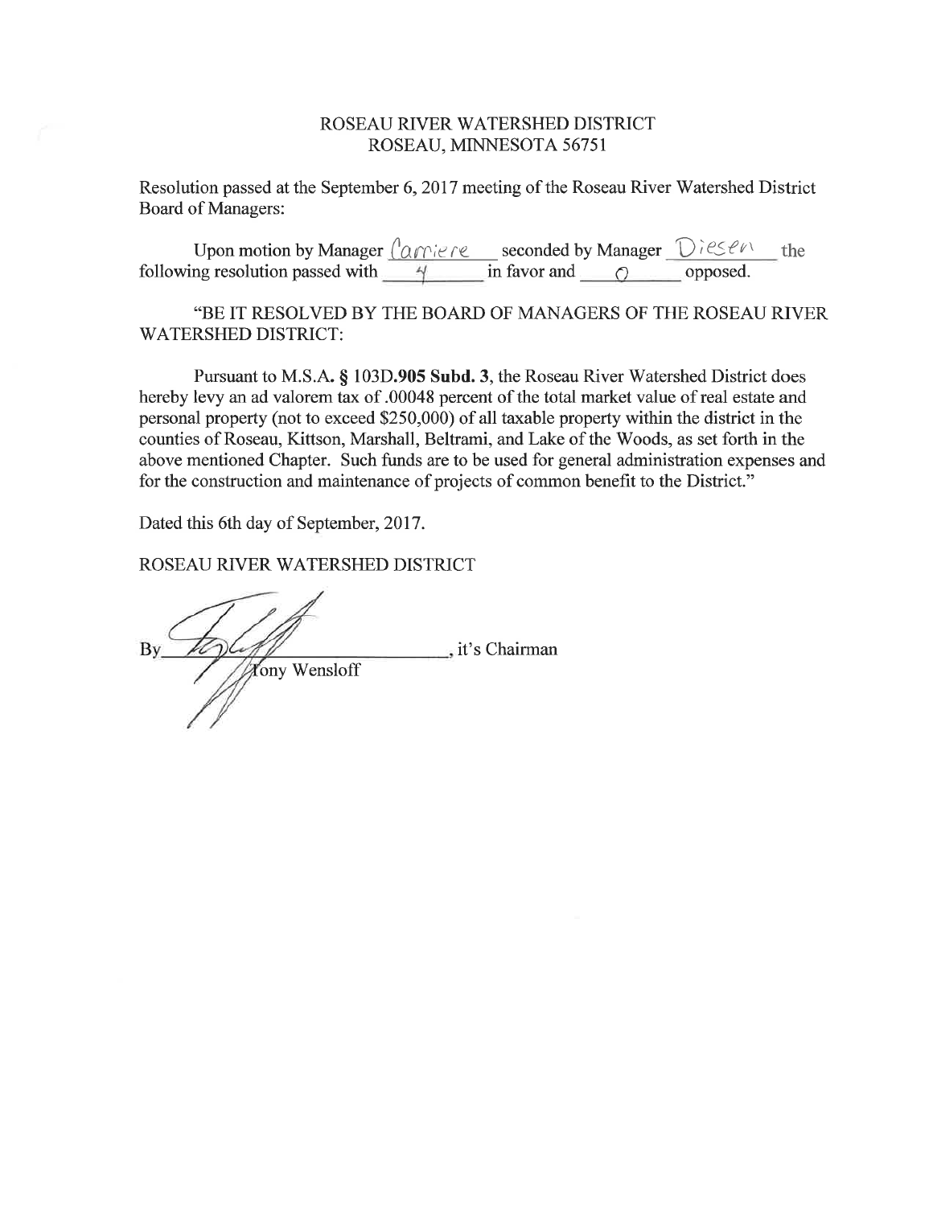ROSEAU RIVER WATERSHED DISTRICT
ROSEAU, MINNESOTA 56751

Resolution passed at the September 6, 2017 meeting of the Roseau River Watershed District Board of Managers:

Upon motion by Manager Carriere seconded by Manager Diesen the following resolution passed with 4 in favor and 0 opposed.

"BE IT RESOLVED BY THE BOARD OF MANAGERS OF THE ROSEAU RIVER WATERSHED DISTRICT:

Pursuant to M.S.A. § 103D.**905 Subd. 3**, the Roseau River Watershed District does hereby levy an ad valorem tax of .00048 percent of the total market value of real estate and personal property (not to exceed $250,000) of all taxable property within the district in the counties of Roseau, Kittson, Marshall, Beltrami, and Lake of the Woods, as set forth in the above mentioned Chapter. Such funds are to be used for general administration expenses and for the construction and maintenance of projects of common benefit to the District."

Dated this 6th day of September, 2017.

ROSEAU RIVER WATERSHED DISTRICT

By________________________, it's Chairman
Tony Wensloff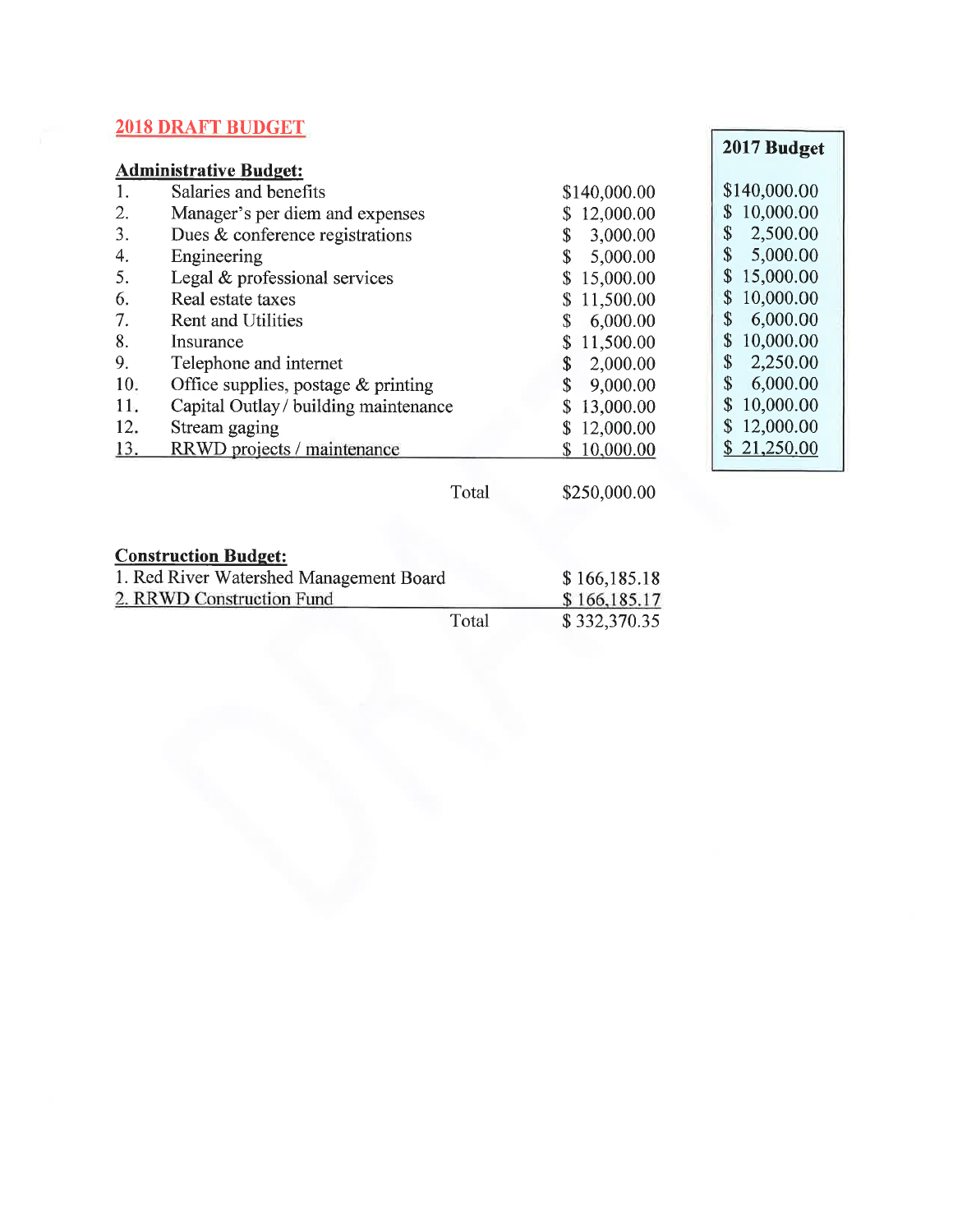## 2018 DRAFT BUDGET

**Administrative Budget:**

| | | 2018 | 2017 Budget |
|---|---|---|---|
| 1. | Salaries and benefits | $140,000.00 | $140,000.00 |
| 2. | Manager's per diem and expenses | $ 12,000.00 | $ 10,000.00 |
| 3. | Dues & conference registrations | $ 3,000.00 | $ 2,500.00 |
| 4. | Engineering | $ 5,000.00 | $ 5,000.00 |
| 5. | Legal & professional services | $ 15,000.00 | $ 15,000.00 |
| 6. | Real estate taxes | $ 11,500.00 | $ 10,000.00 |
| 7. | Rent and Utilities | $ 6,000.00 | $ 6,000.00 |
| 8. | Insurance | $ 11,500.00 | $ 10,000.00 |
| 9. | Telephone and internet | $ 2,000.00 | $ 2,250.00 |
| 10. | Office supplies, postage & printing | $ 9,000.00 | $ 6,000.00 |
| 11. | Capital Outlay / building maintenance | $ 13,000.00 | $ 10,000.00 |
| 12. | Stream gaging | $ 12,000.00 | $ 12,000.00 |
| 13. | RRWD projects / maintenance | $ 10,000.00 | $ 21,250.00 |
| | Total | $250,000.00 | |

**Construction Budget:**

| | |
|---|---|
| 1. Red River Watershed Management Board | $ 166,185.18 |
| 2. RRWD Construction Fund | $ 166,185.17 |
| Total | $ 332,370.35 |